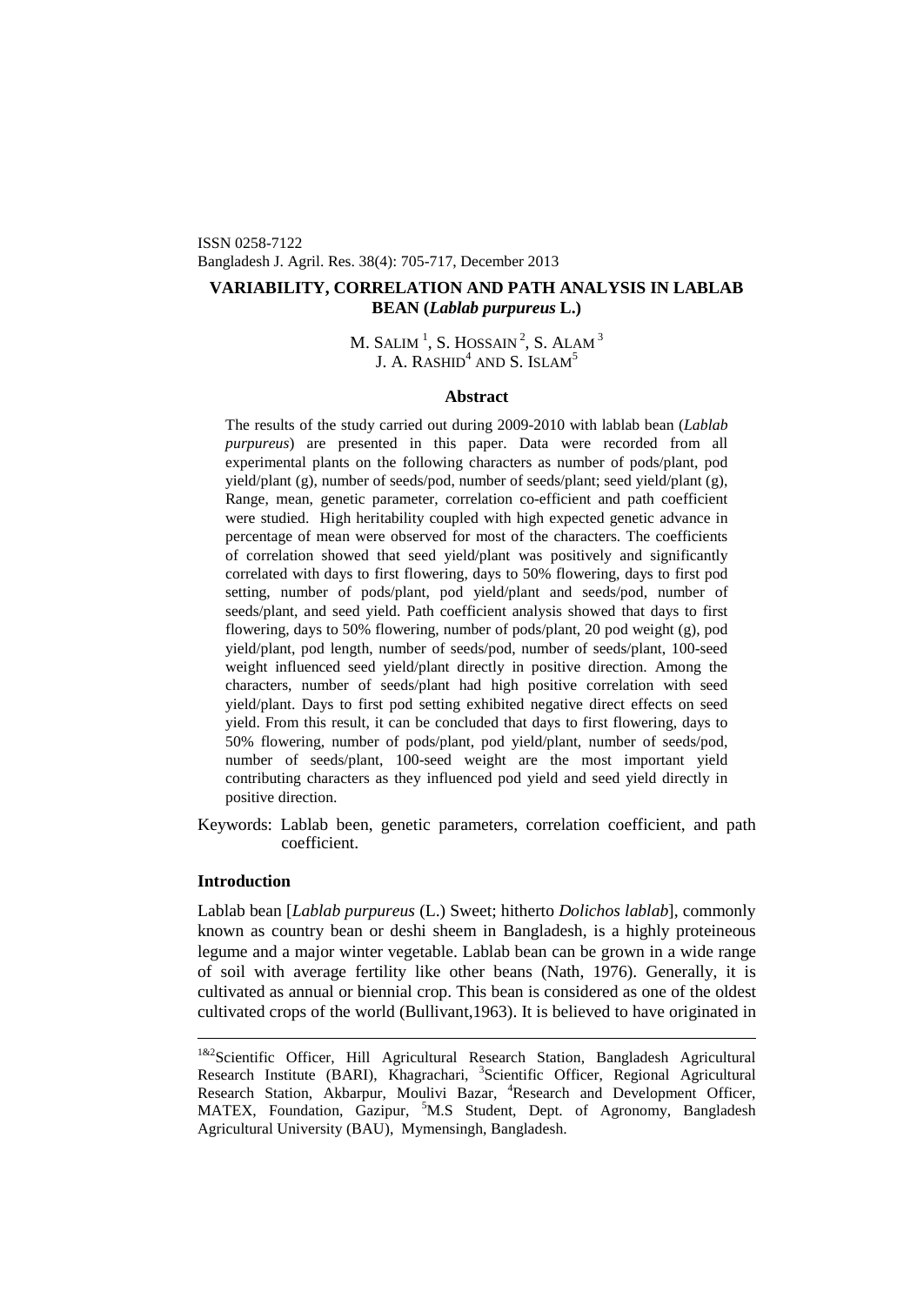ISSN 0258-7122
Bangladesh J. Agril. Res. 38(4): 705-717, December 2013

# VARIABILITY, CORRELATION AND PATH ANALYSIS IN LABLAB BEAN (*Lablab purpureus* L.)

M. SALIM [1], S. HOSSAIN [2], S. ALAM [3]
J. A. RASHID[4] AND S. ISLAM[5]

## Abstract

The results of the study carried out during 2009-2010 with lablab bean (*Lablab purpureus*) are presented in this paper. Data were recorded from all experimental plants on the following characters as number of pods/plant, pod yield/plant (g), number of seeds/pod, number of seeds/plant; seed yield/plant (g), Range, mean, genetic parameter, correlation co-efficient and path coefficient were studied. High heritability coupled with high expected genetic advance in percentage of mean were observed for most of the characters. The coefficients of correlation showed that seed yield/plant was positively and significantly correlated with days to first flowering, days to 50% flowering, days to first pod setting, number of pods/plant, pod yield/plant and seeds/pod, number of seeds/plant, and seed yield. Path coefficient analysis showed that days to first flowering, days to 50% flowering, number of pods/plant, 20 pod weight (g), pod yield/plant, pod length, number of seeds/pod, number of seeds/plant, 100-seed weight influenced seed yield/plant directly in positive direction. Among the characters, number of seeds/plant had high positive correlation with seed yield/plant. Days to first pod setting exhibited negative direct effects on seed yield. From this result, it can be concluded that days to first flowering, days to 50% flowering, number of pods/plant, pod yield/plant, number of seeds/pod, number of seeds/plant, 100-seed weight are the most important yield contributing characters as they influenced pod yield and seed yield directly in positive direction.

Keywords: Lablab been, genetic parameters, correlation coefficient, and path coefficient.

## Introduction

Lablab bean [*Lablab purpureus* (L.) Sweet; hitherto *Dolichos lablab*], commonly known as country bean or deshi sheem in Bangladesh, is a highly proteineous legume and a major winter vegetable. Lablab bean can be grown in a wide range of soil with average fertility like other beans (Nath, 1976). Generally, it is cultivated as annual or biennial crop. This bean is considered as one of the oldest cultivated crops of the world (Bullivant,1963). It is believed to have originated in

---

[1&2]Scientific Officer, Hill Agricultural Research Station, Bangladesh Agricultural Research Institute (BARI), Khagrachari, [3]Scientific Officer, Regional Agricultural Research Station, Akbarpur, Moulivi Bazar, [4]Research and Development Officer, MATEX, Foundation, Gazipur, [5]M.S Student, Dept. of Agronomy, Bangladesh Agricultural University (BAU), Mymensingh, Bangladesh.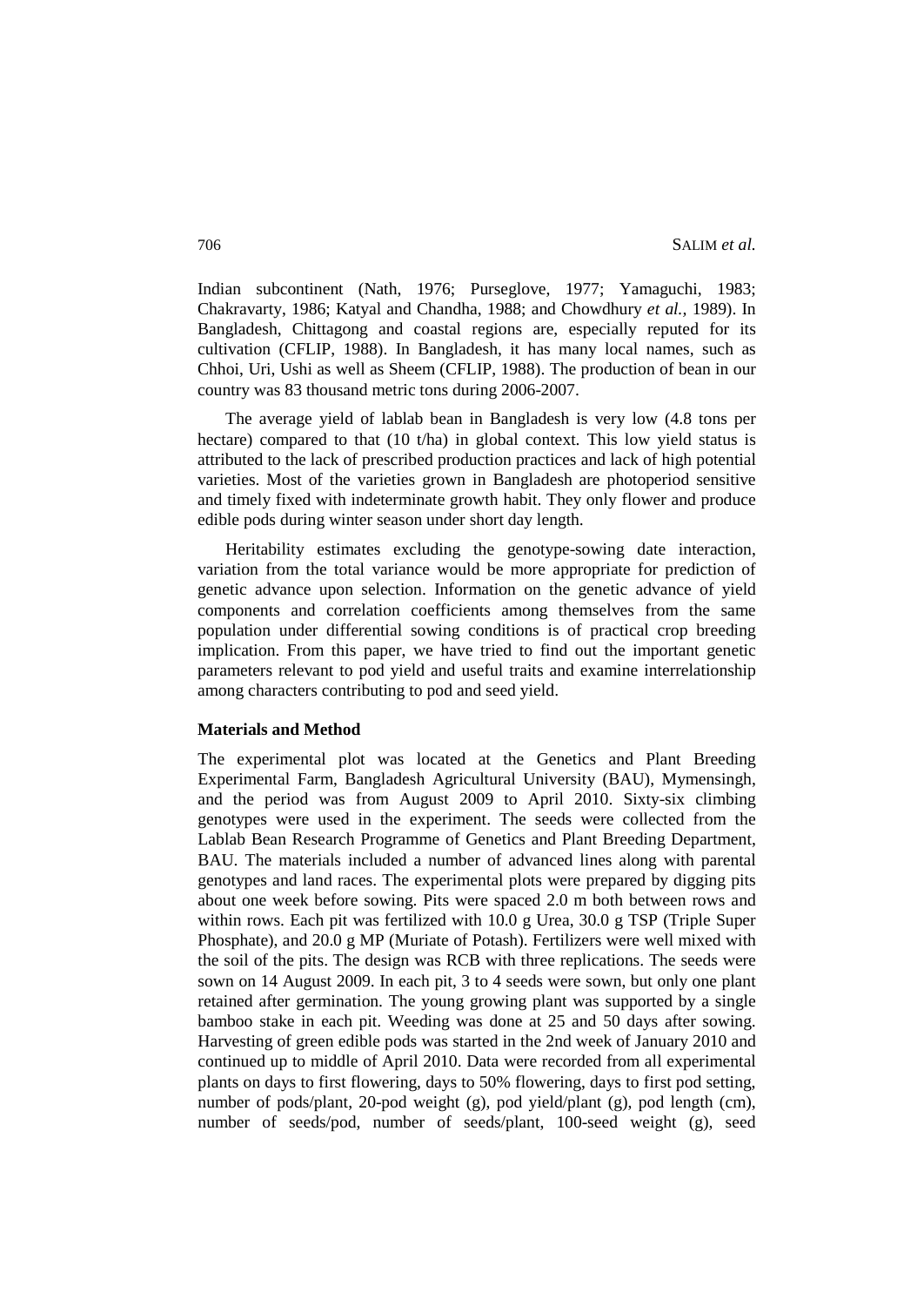Indian subcontinent (Nath, 1976; Purseglove, 1977; Yamaguchi, 1983; Chakravarty, 1986; Katyal and Chandha, 1988; and Chowdhury *et al.*, 1989). In Bangladesh, Chittagong and coastal regions are, especially reputed for its cultivation (CFLIP, 1988). In Bangladesh, it has many local names, such as Chhoi, Uri, Ushi as well as Sheem (CFLIP, 1988). The production of bean in our country was 83 thousand metric tons during 2006-2007.

The average yield of lablab bean in Bangladesh is very low (4.8 tons per hectare) compared to that (10 t/ha) in global context. This low yield status is attributed to the lack of prescribed production practices and lack of high potential varieties. Most of the varieties grown in Bangladesh are photoperiod sensitive and timely fixed with indeterminate growth habit. They only flower and produce edible pods during winter season under short day length.

Heritability estimates excluding the genotype-sowing date interaction, variation from the total variance would be more appropriate for prediction of genetic advance upon selection. Information on the genetic advance of yield components and correlation coefficients among themselves from the same population under differential sowing conditions is of practical crop breeding implication. From this paper, we have tried to find out the important genetic parameters relevant to pod yield and useful traits and examine interrelationship among characters contributing to pod and seed yield.

**Materials and Method**

The experimental plot was located at the Genetics and Plant Breeding Experimental Farm, Bangladesh Agricultural University (BAU), Mymensingh, and the period was from August 2009 to April 2010. Sixty-six climbing genotypes were used in the experiment. The seeds were collected from the Lablab Bean Research Programme of Genetics and Plant Breeding Department, BAU. The materials included a number of advanced lines along with parental genotypes and land races. The experimental plots were prepared by digging pits about one week before sowing. Pits were spaced 2.0 m both between rows and within rows. Each pit was fertilized with 10.0 g Urea, 30.0 g TSP (Triple Super Phosphate), and 20.0 g MP (Muriate of Potash). Fertilizers were well mixed with the soil of the pits. The design was RCB with three replications. The seeds were sown on 14 August 2009. In each pit, 3 to 4 seeds were sown, but only one plant retained after germination. The young growing plant was supported by a single bamboo stake in each pit. Weeding was done at 25 and 50 days after sowing. Harvesting of green edible pods was started in the 2nd week of January 2010 and continued up to middle of April 2010. Data were recorded from all experimental plants on days to first flowering, days to 50% flowering, days to first pod setting, number of pods/plant, 20-pod weight (g), pod yield/plant (g), pod length (cm), number of seeds/pod, number of seeds/plant, 100-seed weight (g), seed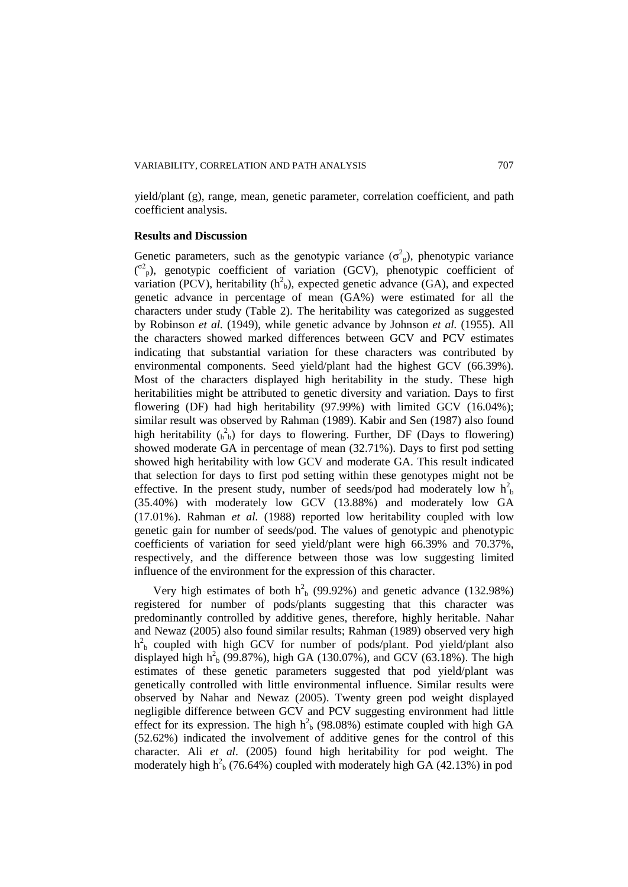yield/plant (g), range, mean, genetic parameter, correlation coefficient, and path coefficient analysis.

**Results and Discussion**

Genetic parameters, such as the genotypic variance ($\sigma^2_g$), phenotypic variance ($\sigma^2_p$), genotypic coefficient of variation (GCV), phenotypic coefficient of variation (PCV), heritability ($h^2_b$), expected genetic advance (GA), and expected genetic advance in percentage of mean (GA%) were estimated for all the characters under study (Table 2). The heritability was categorized as suggested by Robinson *et al.* (1949), while genetic advance by Johnson *et al.* (1955). All the characters showed marked differences between GCV and PCV estimates indicating that substantial variation for these characters was contributed by environmental components. Seed yield/plant had the highest GCV (66.39%). Most of the characters displayed high heritability in the study. These high heritabilities might be attributed to genetic diversity and variation. Days to first flowering (DF) had high heritability (97.99%) with limited GCV (16.04%); similar result was observed by Rahman (1989). Kabir and Sen (1987) also found high heritability ($h^2_b$) for days to flowering. Further, DF (Days to flowering) showed moderate GA in percentage of mean (32.71%). Days to first pod setting showed high heritability with low GCV and moderate GA. This result indicated that selection for days to first pod setting within these genotypes might not be effective. In the present study, number of seeds/pod had moderately low $h^2_b$ (35.40%) with moderately low GCV (13.88%) and moderately low GA (17.01%). Rahman *et al.* (1988) reported low heritability coupled with low genetic gain for number of seeds/pod. The values of genotypic and phenotypic coefficients of variation for seed yield/plant were high 66.39% and 70.37%, respectively, and the difference between those was low suggesting limited influence of the environment for the expression of this character.

Very high estimates of both $h^2_b$ (99.92%) and genetic advance (132.98%) registered for number of pods/plants suggesting that this character was predominantly controlled by additive genes, therefore, highly heritable. Nahar and Newaz (2005) also found similar results; Rahman (1989) observed very high $h^2_b$ coupled with high GCV for number of pods/plant. Pod yield/plant also displayed high $h^2_b$ (99.87%), high GA (130.07%), and GCV (63.18%). The high estimates of these genetic parameters suggested that pod yield/plant was genetically controlled with little environmental influence. Similar results were observed by Nahar and Newaz (2005). Twenty green pod weight displayed negligible difference between GCV and PCV suggesting environment had little effect for its expression. The high $h^2_b$ (98.08%) estimate coupled with high GA (52.62%) indicated the involvement of additive genes for the control of this character. Ali *et al*. (2005) found high heritability for pod weight. The moderately high $h^2_b$ (76.64%) coupled with moderately high GA (42.13%) in pod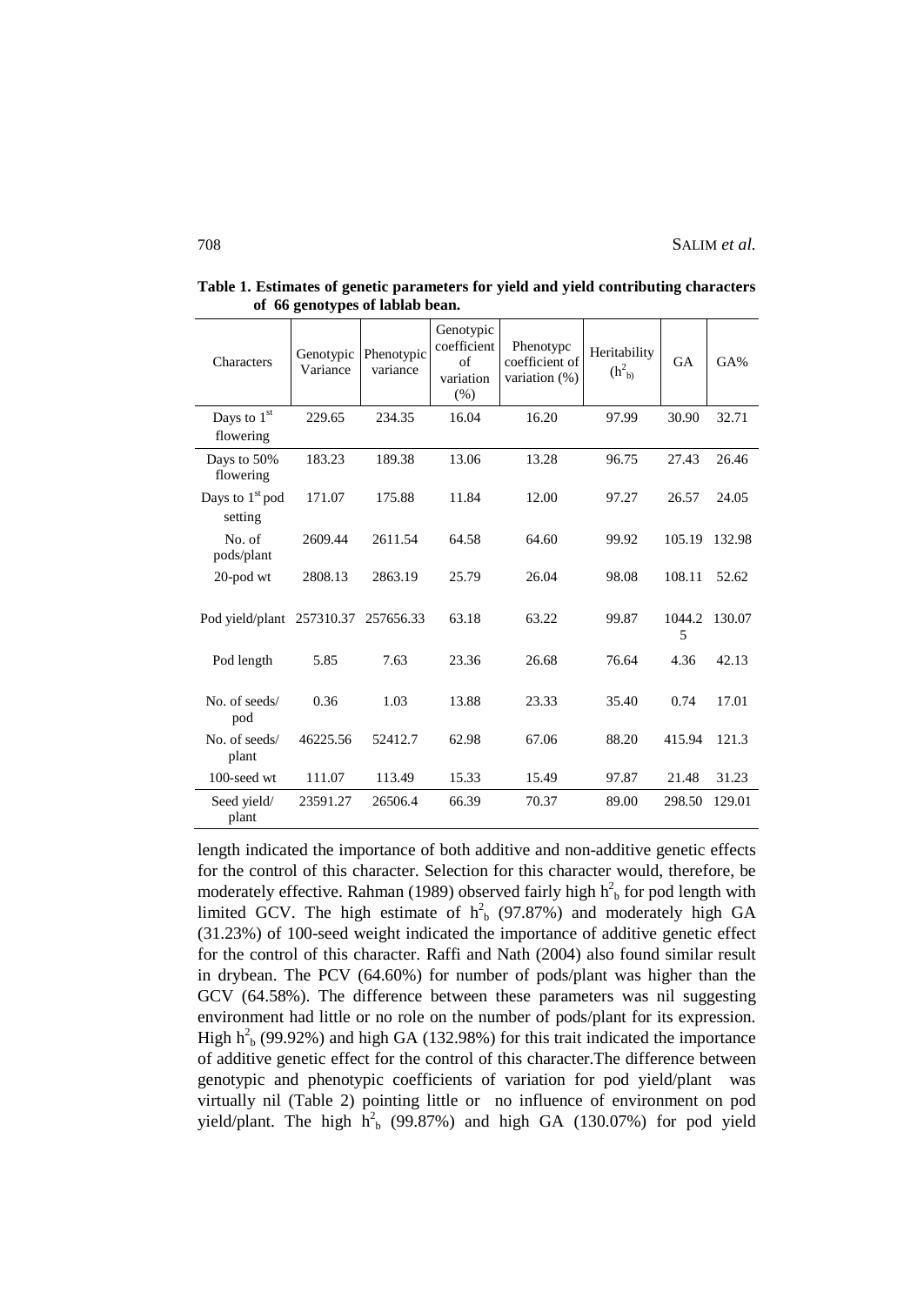**Table 1. Estimates of genetic parameters for yield and yield contributing characters of 66 genotypes of lablab bean.**

| Characters | Genotypic Variance | Phenotypic variance | Genotypic coefficient of variation (%) | Phenotypc coefficient of variation (%) | Heritability ($h^2_b$) | GA | GA% |
|---|---|---|---|---|---|---|---|
| Days to 1st flowering | 229.65 | 234.35 | 16.04 | 16.20 | 97.99 | 30.90 | 32.71 |
| Days to 50% flowering | 183.23 | 189.38 | 13.06 | 13.28 | 96.75 | 27.43 | 26.46 |
| Days to 1st pod setting | 171.07 | 175.88 | 11.84 | 12.00 | 97.27 | 26.57 | 24.05 |
| No. of pods/plant | 2609.44 | 2611.54 | 64.58 | 64.60 | 99.92 | 105.19 | 132.98 |
| 20-pod wt | 2808.13 | 2863.19 | 25.79 | 26.04 | 98.08 | 108.11 | 52.62 |
| Pod yield/plant | 257310.37 | 257656.33 | 63.18 | 63.22 | 99.87 | 1044.25 | 130.07 |
| Pod length | 5.85 | 7.63 | 23.36 | 26.68 | 76.64 | 4.36 | 42.13 |
| No. of seeds/ pod | 0.36 | 1.03 | 13.88 | 23.33 | 35.40 | 0.74 | 17.01 |
| No. of seeds/ plant | 46225.56 | 52412.7 | 62.98 | 67.06 | 88.20 | 415.94 | 121.3 |
| 100-seed wt | 111.07 | 113.49 | 15.33 | 15.49 | 97.87 | 21.48 | 31.23 |
| Seed yield/ plant | 23591.27 | 26506.4 | 66.39 | 70.37 | 89.00 | 298.50 | 129.01 |

length indicated the importance of both additive and non-additive genetic effects for the control of this character. Selection for this character would, therefore, be moderately effective. Rahman (1989) observed fairly high $h^2_b$ for pod length with limited GCV. The high estimate of $h^2_b$ (97.87%) and moderately high GA (31.23%) of 100-seed weight indicated the importance of additive genetic effect for the control of this character. Raffi and Nath (2004) also found similar result in drybean. The PCV (64.60%) for number of pods/plant was higher than the GCV (64.58%). The difference between these parameters was nil suggesting environment had little or no role on the number of pods/plant for its expression. High $h^2_b$ (99.92%) and high GA (132.98%) for this trait indicated the importance of additive genetic effect for the control of this character.The difference between genotypic and phenotypic coefficients of variation for pod yield/plant was virtually nil (Table 2) pointing little or no influence of environment on pod yield/plant. The high $h^2_b$ (99.87%) and high GA (130.07%) for pod yield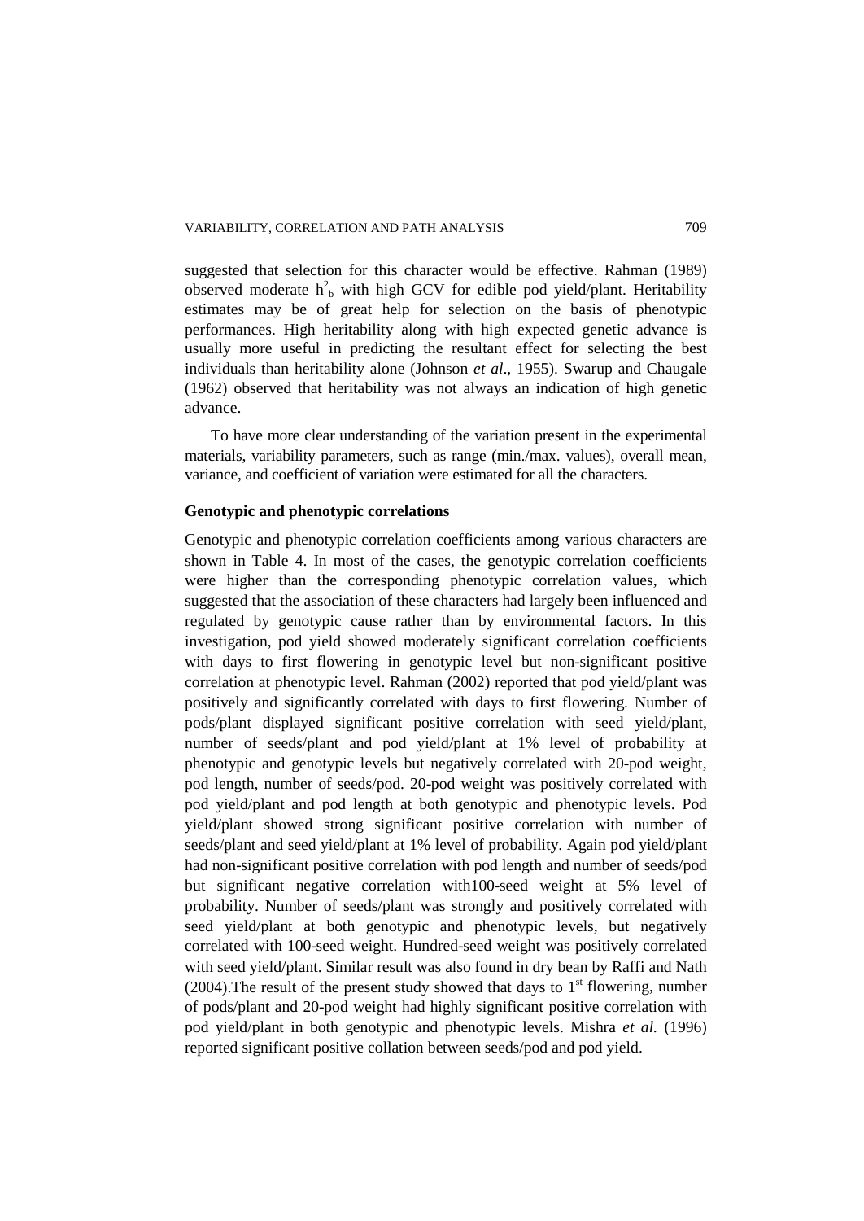suggested that selection for this character would be effective. Rahman (1989) observed moderate $h^2_b$ with high GCV for edible pod yield/plant. Heritability estimates may be of great help for selection on the basis of phenotypic performances. High heritability along with high expected genetic advance is usually more useful in predicting the resultant effect for selecting the best individuals than heritability alone (Johnson *et al*., 1955). Swarup and Chaugale (1962) observed that heritability was not always an indication of high genetic advance.

To have more clear understanding of the variation present in the experimental materials, variability parameters, such as range (min./max. values), overall mean, variance, and coefficient of variation were estimated for all the characters.

**Genotypic and phenotypic correlations**

Genotypic and phenotypic correlation coefficients among various characters are shown in Table 4. In most of the cases, the genotypic correlation coefficients were higher than the corresponding phenotypic correlation values, which suggested that the association of these characters had largely been influenced and regulated by genotypic cause rather than by environmental factors. In this investigation, pod yield showed moderately significant correlation coefficients with days to first flowering in genotypic level but non-significant positive correlation at phenotypic level. Rahman (2002) reported that pod yield/plant was positively and significantly correlated with days to first flowering. Number of pods/plant displayed significant positive correlation with seed yield/plant, number of seeds/plant and pod yield/plant at 1% level of probability at phenotypic and genotypic levels but negatively correlated with 20-pod weight, pod length, number of seeds/pod. 20-pod weight was positively correlated with pod yield/plant and pod length at both genotypic and phenotypic levels. Pod yield/plant showed strong significant positive correlation with number of seeds/plant and seed yield/plant at 1% level of probability. Again pod yield/plant had non-significant positive correlation with pod length and number of seeds/pod but significant negative correlation with100-seed weight at 5% level of probability. Number of seeds/plant was strongly and positively correlated with seed yield/plant at both genotypic and phenotypic levels, but negatively correlated with 100-seed weight. Hundred-seed weight was positively correlated with seed yield/plant. Similar result was also found in dry bean by Raffi and Nath (2004).The result of the present study showed that days to 1st flowering, number of pods/plant and 20-pod weight had highly significant positive correlation with pod yield/plant in both genotypic and phenotypic levels. Mishra *et al.* (1996) reported significant positive collation between seeds/pod and pod yield.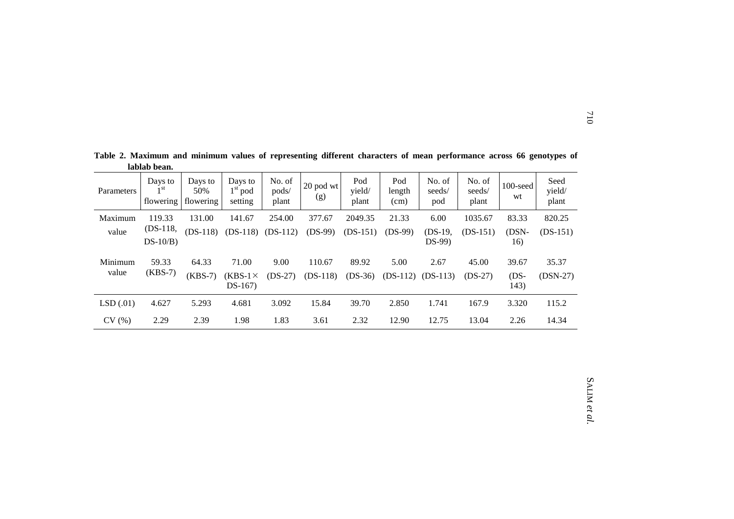**Table 2. Maximum and minimum values of representing different characters of mean performance across 66 genotypes of lablab bean.**

| Parameters | Days to 1[st] flowering | Days to 50% flowering | Days to 1[st] pod setting | No. of pods/ plant | 20 pod wt (g) | Pod yield/ plant | Pod length (cm) | No. of seeds/ pod | No. of seeds/ plant | 100-seed wt | Seed yield/ plant |
|---|---|---|---|---|---|---|---|---|---|---|---|
| Maximum value | 119.33 (DS-118, DS-10/B) | 131.00 (DS-118) | 141.67 (DS-118) | 254.00 (DS-112) | 377.67 (DS-99) | 2049.35 (DS-151) | 21.33 (DS-99) | 6.00 (DS-19, DS-99) | 1035.67 (DS-151) | 83.33 (DSN-16) | 820.25 (DS-151) |
| Minimum value | 59.33 (KBS-7) | 64.33 (KBS-7) | 71.00 (KBS-1× DS-167) | 9.00 (DS-27) | 110.67 (DS-118) | 89.92 (DS-36) | 5.00 (DS-112) | 2.67 (DS-113) | 45.00 (DS-27) | 39.67 (DS-143) | 35.37 (DSN-27) |
| LSD (.01) | 4.627 | 5.293 | 4.681 | 3.092 | 15.84 | 39.70 | 2.850 | 1.741 | 167.9 | 3.320 | 115.2 |
| CV (%) | 2.29 | 2.39 | 1.98 | 1.83 | 3.61 | 2.32 | 12.90 | 12.75 | 13.04 | 2.26 | 14.34 |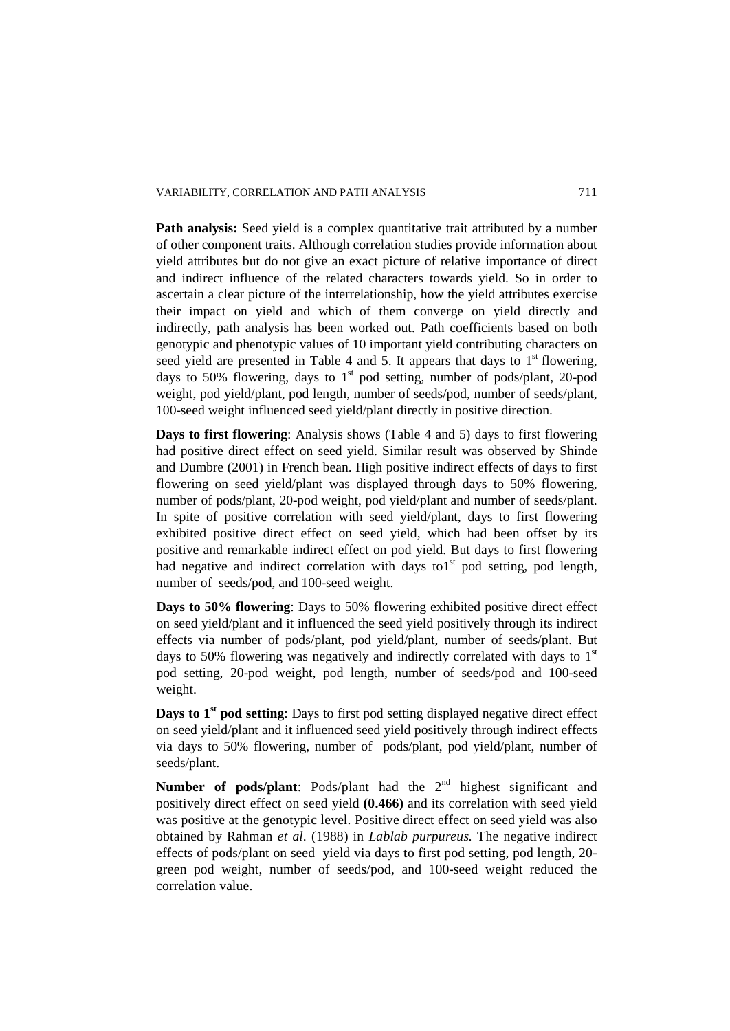**Path analysis:** Seed yield is a complex quantitative trait attributed by a number of other component traits. Although correlation studies provide information about yield attributes but do not give an exact picture of relative importance of direct and indirect influence of the related characters towards yield. So in order to ascertain a clear picture of the interrelationship, how the yield attributes exercise their impact on yield and which of them converge on yield directly and indirectly, path analysis has been worked out. Path coefficients based on both genotypic and phenotypic values of 10 important yield contributing characters on seed yield are presented in Table 4 and 5. It appears that days to 1st flowering, days to 50% flowering, days to 1st pod setting, number of pods/plant, 20-pod weight, pod yield/plant, pod length, number of seeds/pod, number of seeds/plant, 100-seed weight influenced seed yield/plant directly in positive direction.

**Days to first flowering**: Analysis shows (Table 4 and 5) days to first flowering had positive direct effect on seed yield. Similar result was observed by Shinde and Dumbre (2001) in French bean. High positive indirect effects of days to first flowering on seed yield/plant was displayed through days to 50% flowering, number of pods/plant, 20-pod weight, pod yield/plant and number of seeds/plant. In spite of positive correlation with seed yield/plant, days to first flowering exhibited positive direct effect on seed yield, which had been offset by its positive and remarkable indirect effect on pod yield. But days to first flowering had negative and indirect correlation with days to1st pod setting, pod length, number of seeds/pod, and 100-seed weight.

**Days to 50% flowering**: Days to 50% flowering exhibited positive direct effect on seed yield/plant and it influenced the seed yield positively through its indirect effects via number of pods/plant, pod yield/plant, number of seeds/plant. But days to 50% flowering was negatively and indirectly correlated with days to 1st pod setting, 20-pod weight, pod length, number of seeds/pod and 100-seed weight.

**Days to 1st pod setting**: Days to first pod setting displayed negative direct effect on seed yield/plant and it influenced seed yield positively through indirect effects via days to 50% flowering, number of pods/plant, pod yield/plant, number of seeds/plant.

**Number of pods/plant**: Pods/plant had the 2nd highest significant and positively direct effect on seed yield **(0.466)** and its correlation with seed yield was positive at the genotypic level. Positive direct effect on seed yield was also obtained by Rahman *et al*. (1988) in *Lablab purpureus.* The negative indirect effects of pods/plant on seed yield via days to first pod setting, pod length, 20-green pod weight, number of seeds/pod, and 100-seed weight reduced the correlation value.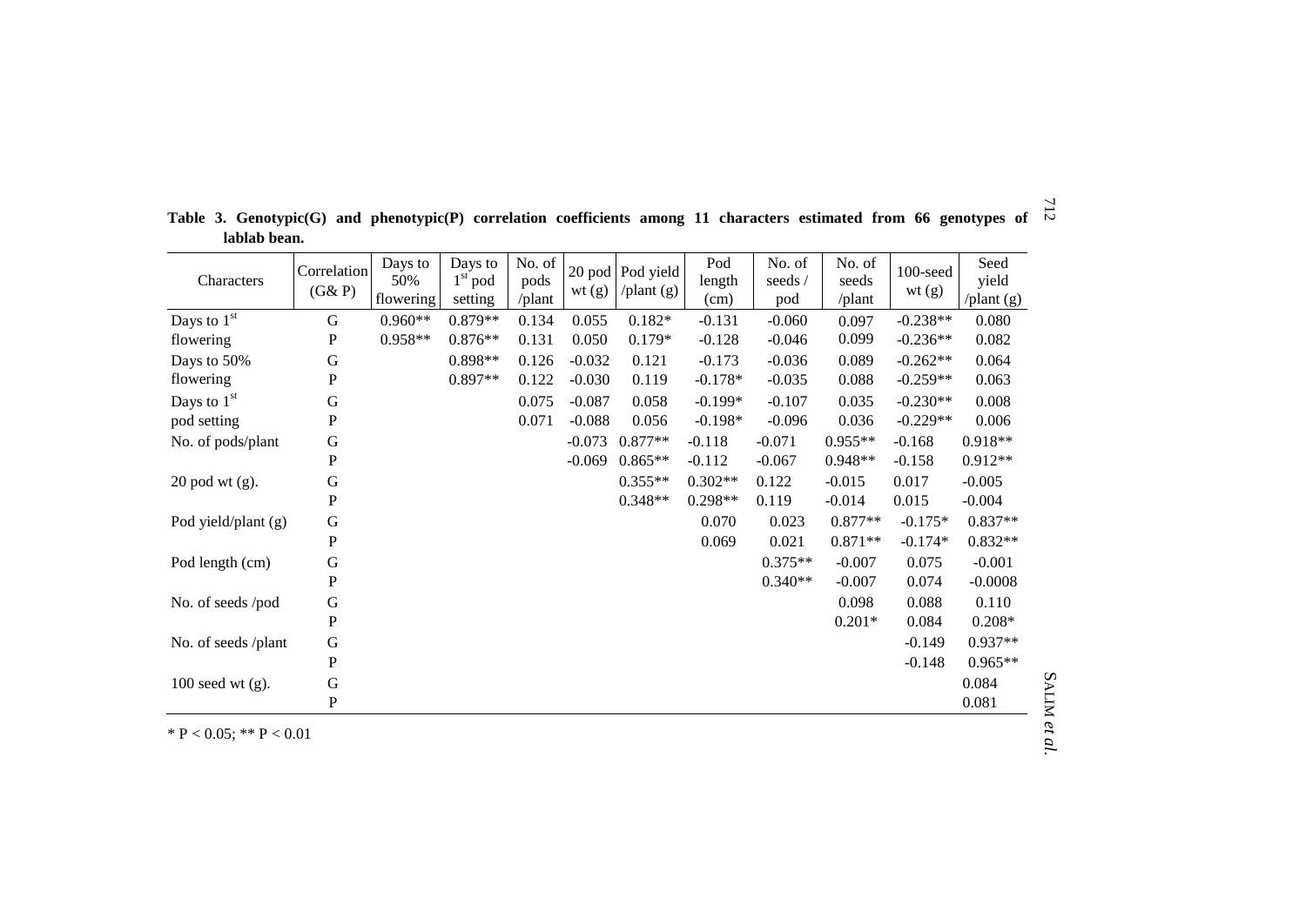**Table 3. Genotypic(G) and phenotypic(P) correlation coefficients among 11 characters estimated from 66 genotypes of lablab bean.**

| Characters | Correlation (G& P) | Days to 50% flowering | Days to 1st pod setting | No. of pods /plant | 20 pod wt (g) | Pod yield /plant (g) | Pod length (cm) | No. of seeds / pod | No. of seeds /plant | 100-seed wt (g) | Seed yield /plant (g) |
|---|---|---|---|---|---|---|---|---|---|---|---|
| Days to 1st flowering | G | 0.960** | 0.879** | 0.134 | 0.055 | 0.182* | -0.131 | -0.060 | 0.097 | -0.238** | 0.080 |
| | P | 0.958** | 0.876** | 0.131 | 0.050 | 0.179* | -0.128 | -0.046 | 0.099 | -0.236** | 0.082 |
| Days to 50% flowering | G | | 0.898** | 0.126 | -0.032 | 0.121 | -0.173 | -0.036 | 0.089 | -0.262** | 0.064 |
| | P | | 0.897** | 0.122 | -0.030 | 0.119 | -0.178* | -0.035 | 0.088 | -0.259** | 0.063 |
| Days to 1st pod setting | G | | | 0.075 | -0.087 | 0.058 | -0.199* | -0.107 | 0.035 | -0.230** | 0.008 |
| | P | | | 0.071 | -0.088 | 0.056 | -0.198* | -0.096 | 0.036 | -0.229** | 0.006 |
| No. of pods/plant | G | | | | -0.073 | 0.877** | -0.118 | -0.071 | 0.955** | -0.168 | 0.918** |
| | P | | | | -0.069 | 0.865** | -0.112 | -0.067 | 0.948** | -0.158 | 0.912** |
| 20 pod wt (g). | G | | | | | 0.355** | 0.302** | 0.122 | -0.015 | 0.017 | -0.005 |
| | P | | | | | 0.348** | 0.298** | 0.119 | -0.014 | 0.015 | -0.004 |
| Pod yield/plant (g) | G | | | | | | 0.070 | 0.023 | 0.877** | -0.175* | 0.837** |
| | P | | | | | | 0.069 | 0.021 | 0.871** | -0.174* | 0.832** |
| Pod length (cm) | G | | | | | | | 0.375** | -0.007 | 0.075 | -0.001 |
| | P | | | | | | | 0.340** | -0.007 | 0.074 | -0.0008 |
| No. of seeds /pod | G | | | | | | | | 0.098 | 0.088 | 0.110 |
| | P | | | | | | | | 0.201* | 0.084 | 0.208* |
| No. of seeds /plant | G | | | | | | | | | -0.149 | 0.937** |
| | P | | | | | | | | | -0.148 | 0.965** |
| 100 seed wt (g). | G | | | | | | | | | | 0.084 |
| | P | | | | | | | | | | 0.081 |

* $P < 0.05$; ** $P < 0.01$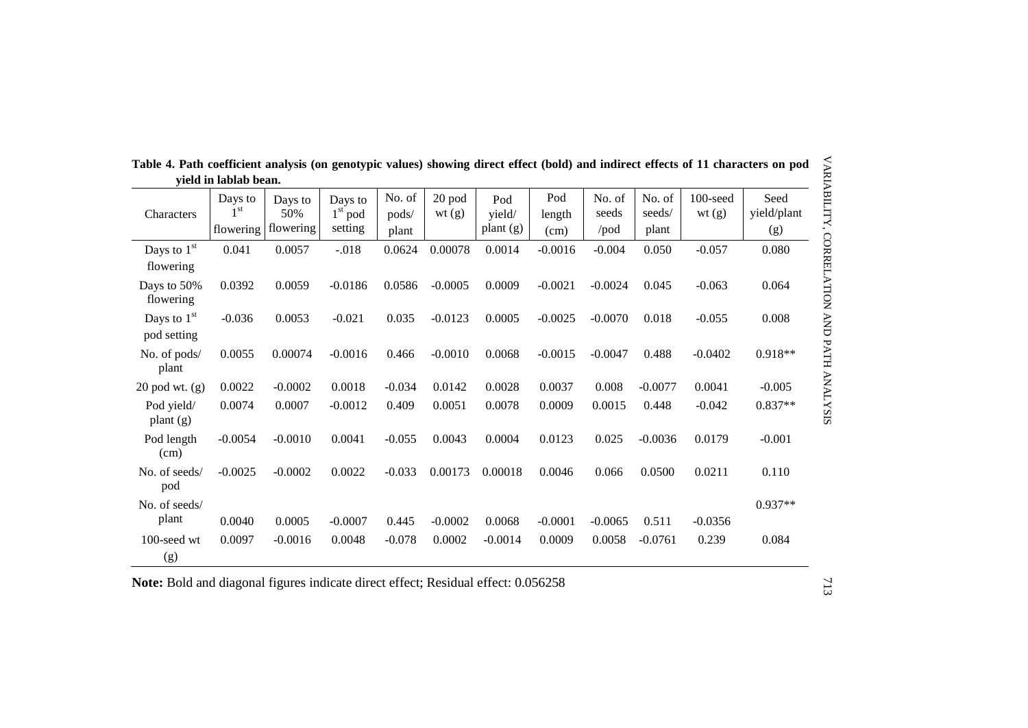**Table 4. Path coefficient analysis (on genotypic values) showing direct effect (bold) and indirect effects of 11 characters on pod yield in lablab bean.**

| Characters | Days to 1[st] flowering | Days to 50% flowering | Days to 1[st] pod setting | No. of pods/ plant | 20 pod wt (g) | Pod yield/ plant (g) | Pod length (cm) | No. of seeds /pod | No. of seeds/ plant | 100-seed wt (g) | Seed yield/plant (g) |
|---|---|---|---|---|---|---|---|---|---|---|---|
| Days to 1[st] flowering | **0.041** | 0.0057 | -.018 | 0.0624 | 0.00078 | 0.0014 | -0.0016 | -0.004 | 0.050 | -0.057 | 0.080 |
| Days to 50% flowering | 0.0392 | **0.0059** | -0.0186 | 0.0586 | -0.0005 | 0.0009 | -0.0021 | -0.0024 | 0.045 | -0.063 | 0.064 |
| Days to 1[st] pod setting | -0.036 | 0.0053 | **-0.021** | 0.035 | -0.0123 | 0.0005 | -0.0025 | -0.0070 | 0.018 | -0.055 | 0.008 |
| No. of pods/ plant | 0.0055 | 0.00074 | -0.0016 | **0.466** | -0.0010 | 0.0068 | -0.0015 | -0.0047 | 0.488 | -0.0402 | 0.918** |
| 20 pod wt. (g) | 0.0022 | -0.0002 | 0.0018 | -0.034 | **0.0142** | 0.0028 | 0.0037 | 0.008 | -0.0077 | 0.0041 | -0.005 |
| Pod yield/ plant (g) | 0.0074 | 0.0007 | -0.0012 | 0.409 | 0.0051 | **0.0078** | 0.0009 | 0.0015 | 0.448 | -0.042 | 0.837** |
| Pod length (cm) | -0.0054 | -0.0010 | 0.0041 | -0.055 | 0.0043 | 0.0004 | **0.0123** | 0.025 | -0.0036 | 0.0179 | -0.001 |
| No. of seeds/ pod | -0.0025 | -0.0002 | 0.0022 | -0.033 | 0.00173 | 0.00018 | 0.0046 | **0.066** | 0.0500 | 0.0211 | 0.110 |
| No. of seeds/ plant | 0.0040 | 0.0005 | -0.0007 | 0.445 | -0.0002 | 0.0068 | -0.0001 | -0.0065 | **0.511** | -0.0356 | 0.937** |
| 100-seed wt (g) | 0.0097 | -0.0016 | 0.0048 | -0.078 | 0.0002 | -0.0014 | 0.0009 | 0.0058 | -0.0761 | **0.239** | 0.084 |

**Note:** Bold and diagonal figures indicate direct effect; Residual effect: 0.056258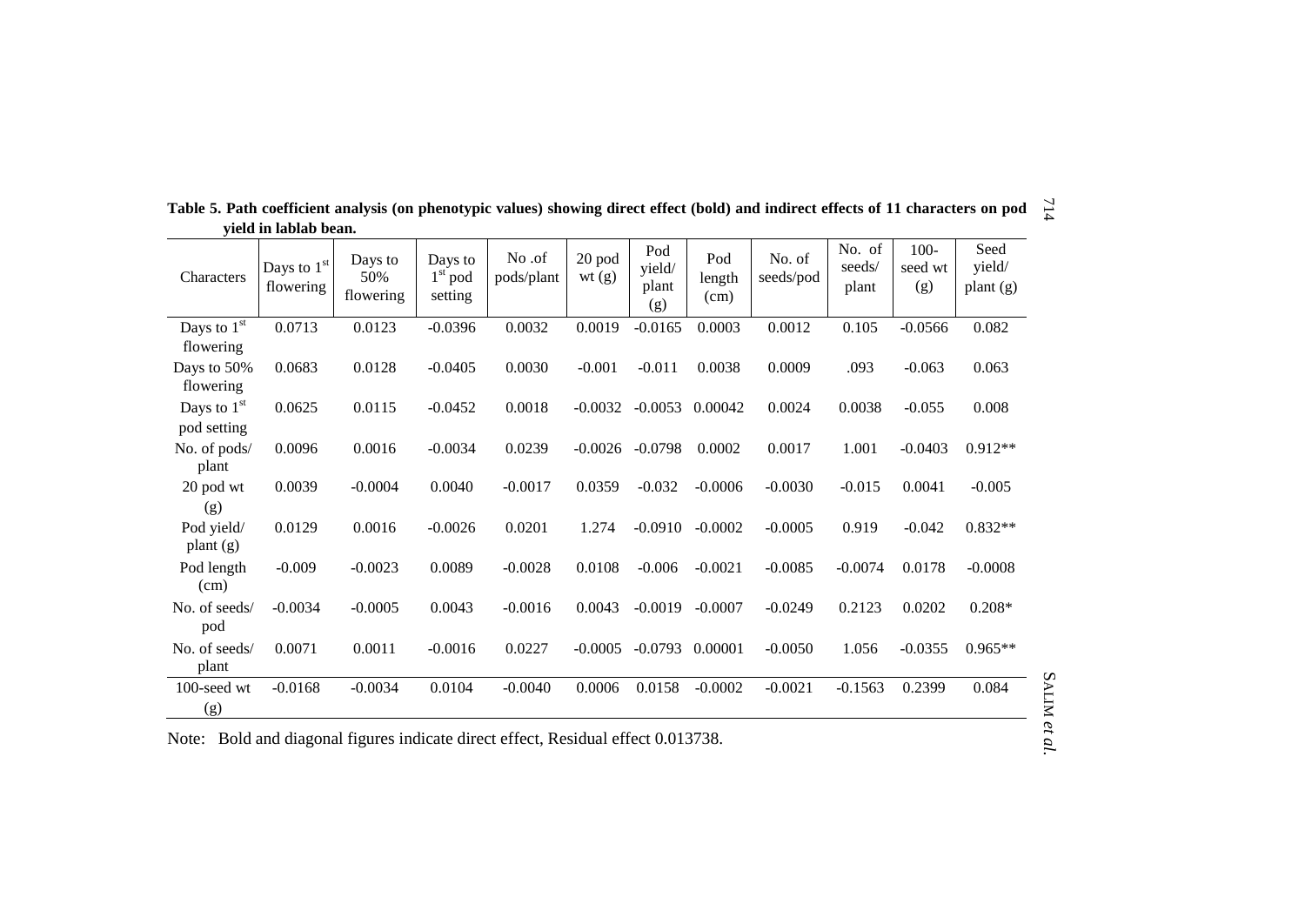**Table 5. Path coefficient analysis (on phenotypic values) showing direct effect (bold) and indirect effects of 11 characters on pod yield in lablab bean.**

| Characters | Days to 1st flowering | Days to 50% flowering | Days to 1st pod setting | No .of pods/plant | 20 pod wt (g) | Pod yield/ plant (g) | Pod length (cm) | No. of seeds/pod | No. of seeds/ plant | 100-seed wt (g) | Seed yield/ plant (g) |
|---|---|---|---|---|---|---|---|---|---|---|---|
| Days to 1st flowering | 0.0713 | 0.0123 | -0.0396 | 0.0032 | 0.0019 | -0.0165 | 0.0003 | 0.0012 | 0.105 | -0.0566 | 0.082 |
| Days to 50% flowering | 0.0683 | 0.0128 | -0.0405 | 0.0030 | -0.001 | -0.011 | 0.0038 | 0.0009 | .093 | -0.063 | 0.063 |
| Days to 1st pod setting | 0.0625 | 0.0115 | -0.0452 | 0.0018 | -0.0032 | -0.0053 | 0.00042 | 0.0024 | 0.0038 | -0.055 | 0.008 |
| No. of pods/ plant | 0.0096 | 0.0016 | -0.0034 | 0.0239 | -0.0026 | -0.0798 | 0.0002 | 0.0017 | 1.001 | -0.0403 | 0.912** |
| 20 pod wt (g) | 0.0039 | -0.0004 | 0.0040 | -0.0017 | 0.0359 | -0.032 | -0.0006 | -0.0030 | -0.015 | 0.0041 | -0.005 |
| Pod yield/ plant (g) | 0.0129 | 0.0016 | -0.0026 | 0.0201 | 1.274 | -0.0910 | -0.0002 | -0.0005 | 0.919 | -0.042 | 0.832** |
| Pod length (cm) | -0.009 | -0.0023 | 0.0089 | -0.0028 | 0.0108 | -0.006 | -0.0021 | -0.0085 | -0.0074 | 0.0178 | -0.0008 |
| No. of seeds/ pod | -0.0034 | -0.0005 | 0.0043 | -0.0016 | 0.0043 | -0.0019 | -0.0007 | -0.0249 | 0.2123 | 0.0202 | 0.208* |
| No. of seeds/ plant | 0.0071 | 0.0011 | -0.0016 | 0.0227 | -0.0005 | -0.0793 | 0.00001 | -0.0050 | 1.056 | -0.0355 | 0.965** |
| 100-seed wt (g) | -0.0168 | -0.0034 | 0.0104 | -0.0040 | 0.0006 | 0.0158 | -0.0002 | -0.0021 | -0.1563 | 0.2399 | 0.084 |

Note: Bold and diagonal figures indicate direct effect, Residual effect 0.013738.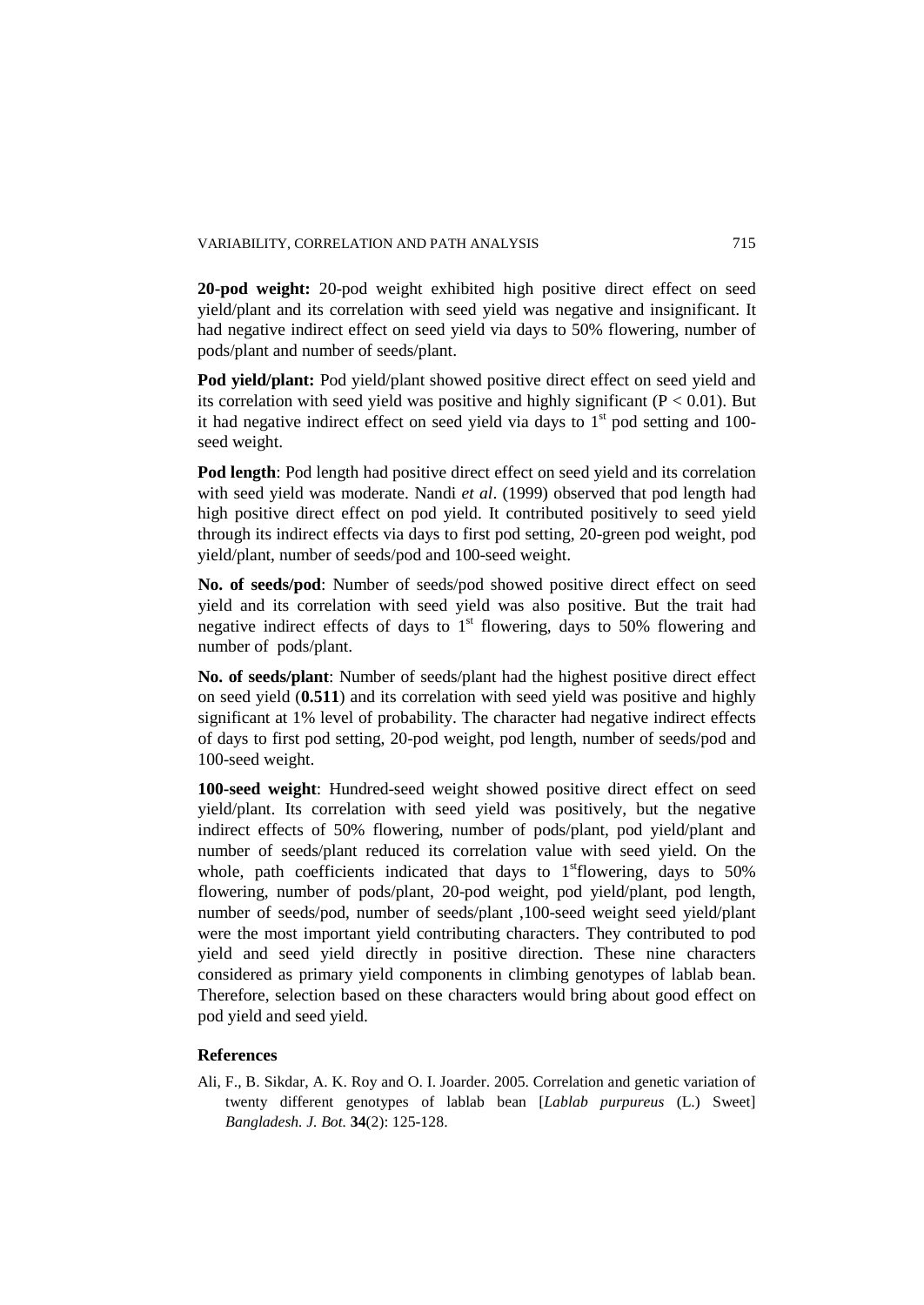**20-pod weight:** 20-pod weight exhibited high positive direct effect on seed yield/plant and its correlation with seed yield was negative and insignificant. It had negative indirect effect on seed yield via days to 50% flowering, number of pods/plant and number of seeds/plant.

**Pod yield/plant:** Pod yield/plant showed positive direct effect on seed yield and its correlation with seed yield was positive and highly significant ($P < 0.01$). But it had negative indirect effect on seed yield via days to 1st pod setting and 100-seed weight.

**Pod length**: Pod length had positive direct effect on seed yield and its correlation with seed yield was moderate. Nandi *et al*. (1999) observed that pod length had high positive direct effect on pod yield. It contributed positively to seed yield through its indirect effects via days to first pod setting, 20-green pod weight, pod yield/plant, number of seeds/pod and 100-seed weight.

**No. of seeds/pod**: Number of seeds/pod showed positive direct effect on seed yield and its correlation with seed yield was also positive. But the trait had negative indirect effects of days to 1st flowering, days to 50% flowering and number of pods/plant.

**No. of seeds/plant**: Number of seeds/plant had the highest positive direct effect on seed yield (**0.511**) and its correlation with seed yield was positive and highly significant at 1% level of probability. The character had negative indirect effects of days to first pod setting, 20-pod weight, pod length, number of seeds/pod and 100-seed weight.

**100-seed weight**: Hundred-seed weight showed positive direct effect on seed yield/plant. Its correlation with seed yield was positively, but the negative indirect effects of 50% flowering, number of pods/plant, pod yield/plant and number of seeds/plant reduced its correlation value with seed yield. On the whole, path coefficients indicated that days to 1stflowering, days to 50% flowering, number of pods/plant, 20-pod weight, pod yield/plant, pod length, number of seeds/pod, number of seeds/plant ,100-seed weight seed yield/plant were the most important yield contributing characters. They contributed to pod yield and seed yield directly in positive direction. These nine characters considered as primary yield components in climbing genotypes of lablab bean. Therefore, selection based on these characters would bring about good effect on pod yield and seed yield.

## References

Ali, F., B. Sikdar, A. K. Roy and O. I. Joarder. 2005. Correlation and genetic variation of twenty different genotypes of lablab bean [*Lablab purpureus* (L.) Sweet] *Bangladesh. J. Bot.* **34**(2): 125-128.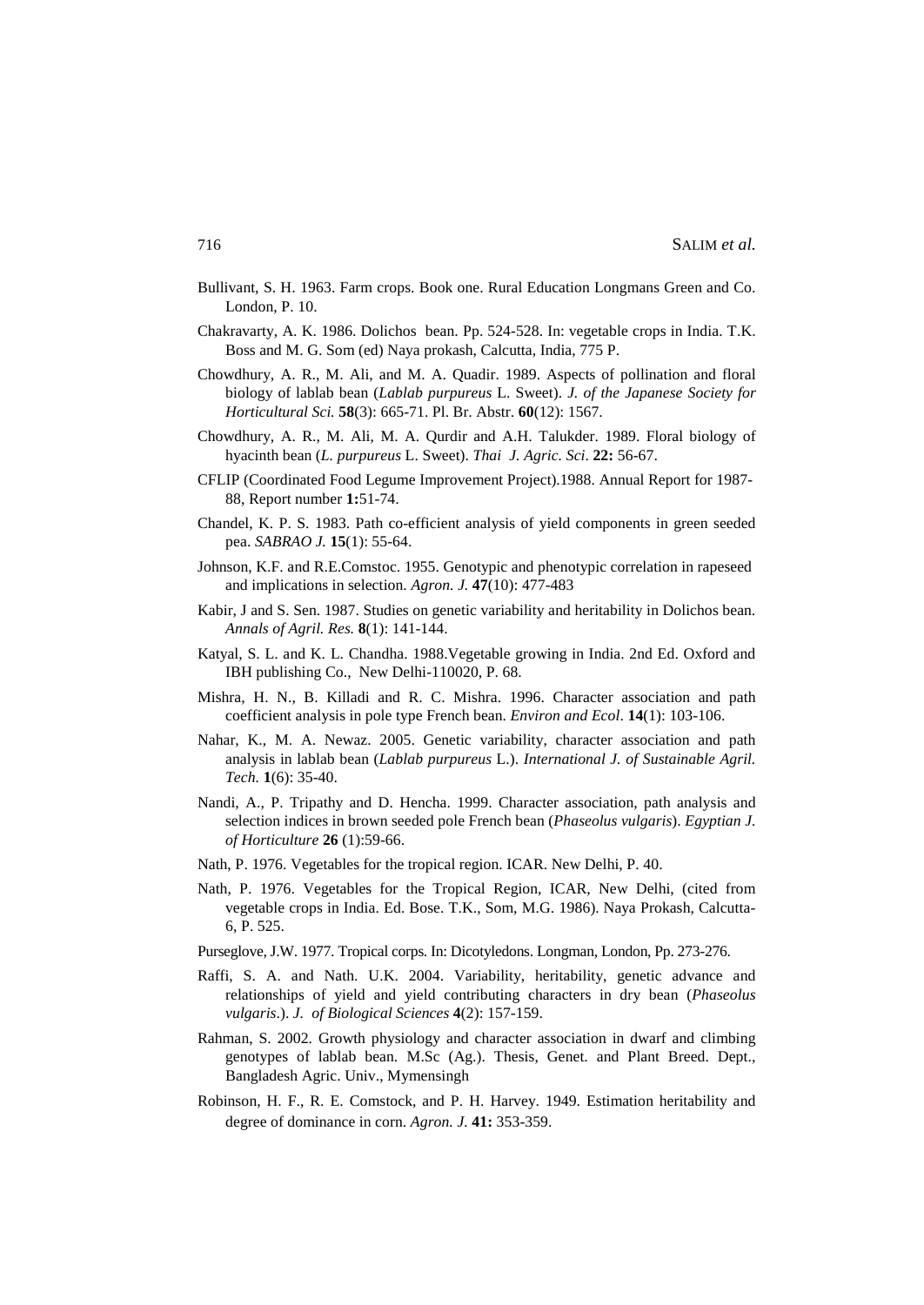Bullivant, S. H. 1963. Farm crops. Book one. Rural Education Longmans Green and Co. London, P. 10.

Chakravarty, A. K. 1986. Dolichos bean. Pp. 524-528. In: vegetable crops in India. T.K. Boss and M. G. Som (ed) Naya prokash, Calcutta, India, 775 P.

Chowdhury, A. R., M. Ali, and M. A. Quadir. 1989. Aspects of pollination and floral biology of lablab bean (*Lablab purpureus* L. Sweet). *J. of the Japanese Society for Horticultural Sci.* **58**(3): 665-71. Pl. Br. Abstr. **60**(12): 1567.

Chowdhury, A. R., M. Ali, M. A. Qurdir and A.H. Talukder. 1989. Floral biology of hyacinth bean (*L. purpureus* L. Sweet). *Thai J. Agric. Sci*. **22:** 56-67.

CFLIP (Coordinated Food Legume Improvement Project).1988. Annual Report for 1987-88, Report number **1:**51-74.

Chandel, K. P. S. 1983. Path co-efficient analysis of yield components in green seeded pea. *SABRAO J.* **15**(1): 55-64.

Johnson, K.F. and R.E.Comstoc. 1955. Genotypic and phenotypic correlation in rapeseed and implications in selection. *Agron. J.* **47**(10): 477-483

Kabir, J and S. Sen. 1987. Studies on genetic variability and heritability in Dolichos bean. *Annals of Agril. Res.* **8**(1): 141-144.

Katyal, S. L. and K. L. Chandha. 1988.Vegetable growing in India. 2nd Ed. Oxford and IBH publishing Co., New Delhi-110020, P. 68.

Mishra, H. N., B. Killadi and R. C. Mishra. 1996. Character association and path coefficient analysis in pole type French bean. *Environ and Ecol*. **14**(1): 103-106.

Nahar, K., M. A. Newaz. 2005. Genetic variability, character association and path analysis in lablab bean (*Lablab purpureus* L.). *International J. of Sustainable Agril. Tech.* **1**(6): 35-40.

Nandi, A., P. Tripathy and D. Hencha. 1999. Character association, path analysis and selection indices in brown seeded pole French bean (*Phaseolus vulgaris*). *Egyptian J. of Horticulture* **26** (1):59-66.

Nath, P. 1976. Vegetables for the tropical region. ICAR. New Delhi, P. 40.

Nath, P. 1976. Vegetables for the Tropical Region, ICAR, New Delhi, (cited from vegetable crops in India. Ed. Bose. T.K., Som, M.G. 1986). Naya Prokash, Calcutta-6, P. 525.

Purseglove, J.W. 1977. Tropical corps. In: Dicotyledons. Longman, London, Pp. 273-276.

Raffi, S. A. and Nath. U.K. 2004. Variability, heritability, genetic advance and relationships of yield and yield contributing characters in dry bean (*Phaseolus vulgaris*.). *J. of Biological Sciences* **4**(2): 157-159.

Rahman, S. 2002. Growth physiology and character association in dwarf and climbing genotypes of lablab bean. M.Sc (Ag.). Thesis, Genet. and Plant Breed. Dept., Bangladesh Agric. Univ., Mymensingh

Robinson, H. F., R. E. Comstock, and P. H. Harvey. 1949. Estimation heritability and degree of dominance in corn. *Agron. J.* **41:** 353-359.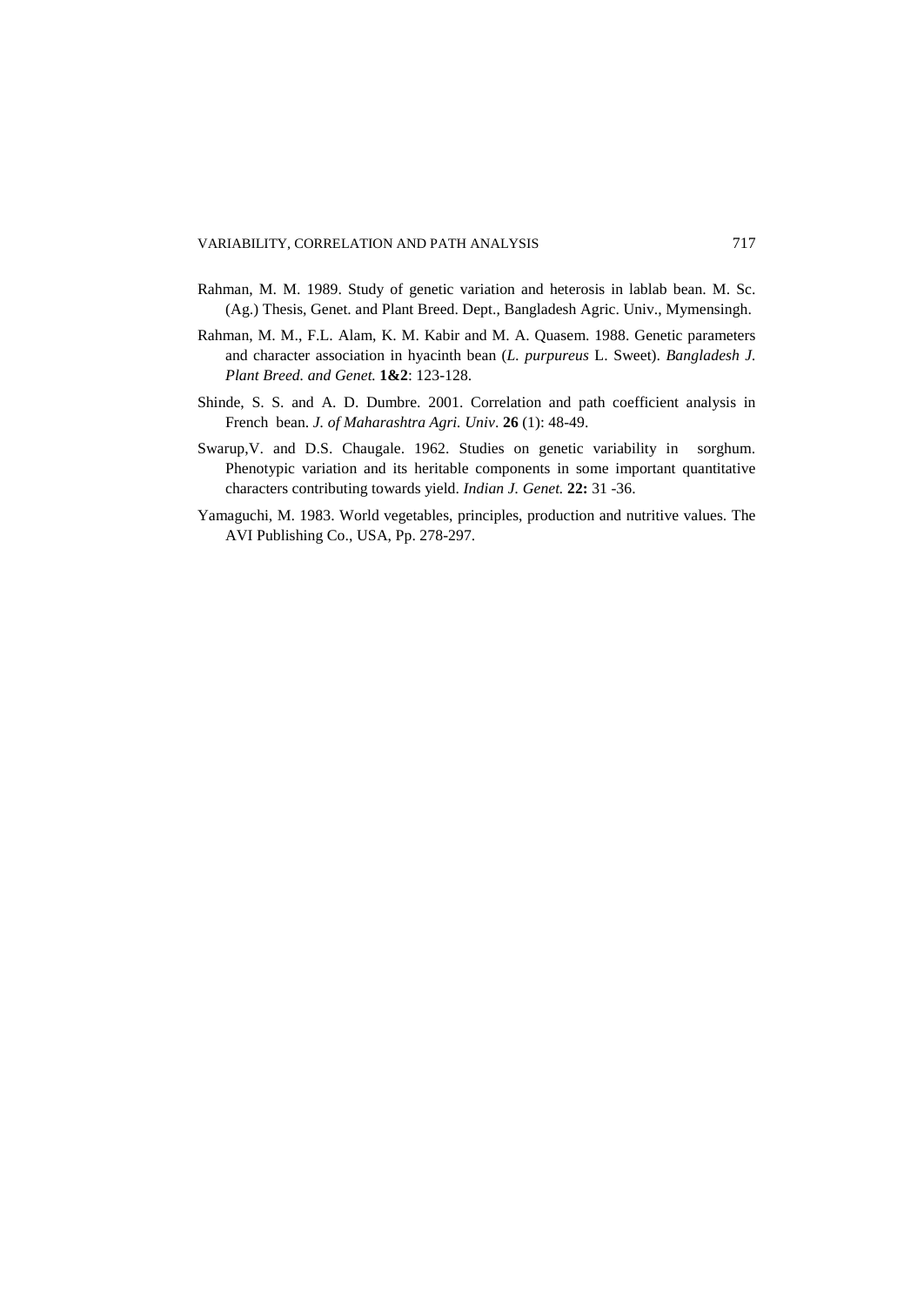Rahman, M. M. 1989. Study of genetic variation and heterosis in lablab bean. M. Sc. (Ag.) Thesis, Genet. and Plant Breed. Dept., Bangladesh Agric. Univ., Mymensingh.

Rahman, M. M., F.L. Alam, K. M. Kabir and M. A. Quasem. 1988. Genetic parameters and character association in hyacinth bean (*L. purpureus* L. Sweet). *Bangladesh J. Plant Breed. and Genet.* **1&2**: 123-128.

Shinde, S. S. and A. D. Dumbre. 2001. Correlation and path coefficient analysis in French bean. *J. of Maharashtra Agri. Univ*. **26** (1): 48-49.

Swarup,V. and D.S. Chaugale. 1962. Studies on genetic variability in sorghum. Phenotypic variation and its heritable components in some important quantitative characters contributing towards yield. *Indian J. Genet.* **22:** 31 -36.

Yamaguchi, M. 1983. World vegetables, principles, production and nutritive values. The AVI Publishing Co., USA, Pp. 278-297.